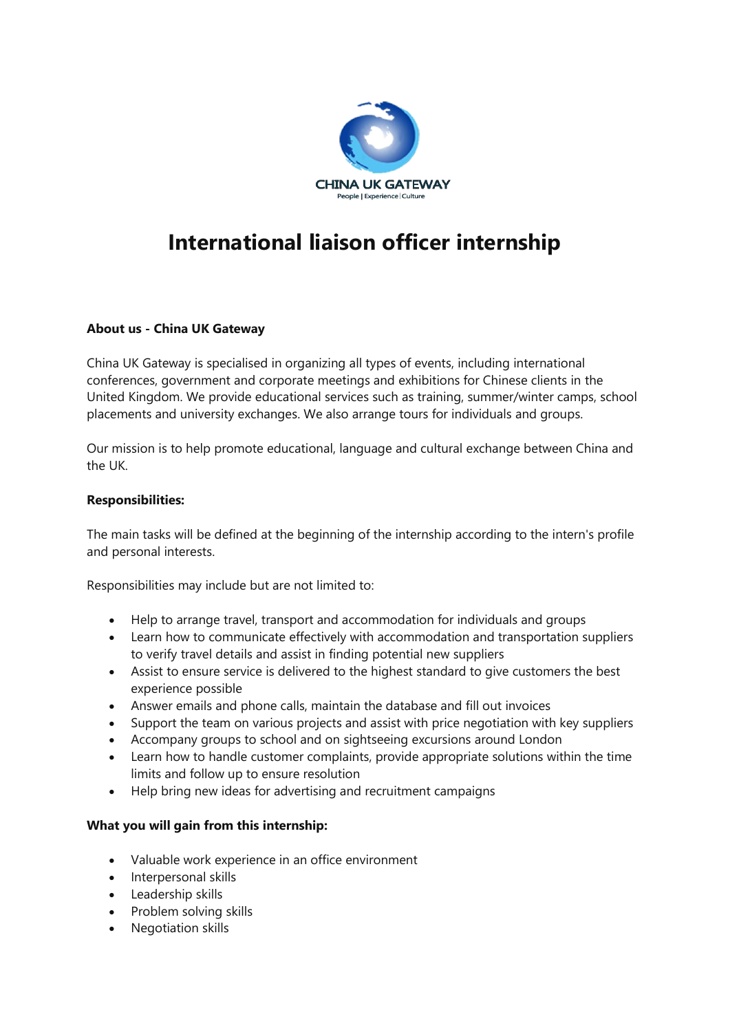CHINA UK GATEWAY

People | Experience | Culture

# International liaison officer internship

**About us - China UK Gateway**

China UK Gateway is specialised in organizing all types of events, including international conferences, government and corporate meetings and exhibitions for Chinese clients in the United Kingdom. We provide educational services such as training, summer/winter camps, school placements and university exchanges. We also arrange tours for individuals and groups.

Our mission is to help promote educational, language and cultural exchange between China and the UK.

**Responsibilities:**

The main tasks will be defined at the beginning of the internship according to the intern's profile and personal interests.

Responsibilities may include but are not limited to:

- Help to arrange travel, transport and accommodation for individuals and groups
- Learn how to communicate effectively with accommodation and transportation suppliers to verify travel details and assist in finding potential new suppliers
- Assist to ensure service is delivered to the highest standard to give customers the best experience possible
- Answer emails and phone calls, maintain the database and fill out invoices
- Support the team on various projects and assist with price negotiation with key suppliers
- Accompany groups to school and on sightseeing excursions around London
- Learn how to handle customer complaints, provide appropriate solutions within the time limits and follow up to ensure resolution
- Help bring new ideas for advertising and recruitment campaigns

**What you will gain from this internship:**

- Valuable work experience in an office environment
- Interpersonal skills
- Leadership skills
- Problem solving skills
- Negotiation skills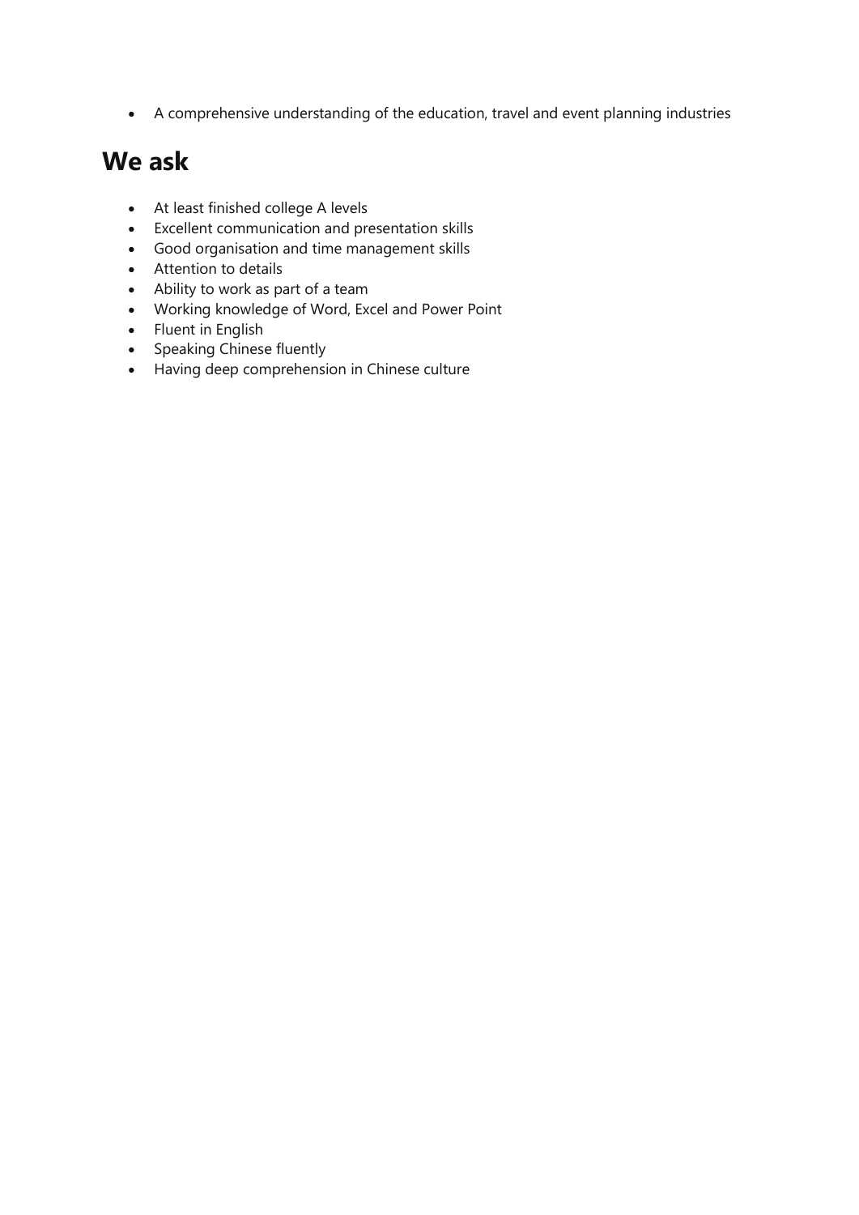- A comprehensive understanding of the education, travel and event planning industries

## We ask

- At least finished college A levels
- Excellent communication and presentation skills
- Good organisation and time management skills
- Attention to details
- Ability to work as part of a team
- Working knowledge of Word, Excel and Power Point
- Fluent in English
- Speaking Chinese fluently
- Having deep comprehension in Chinese culture